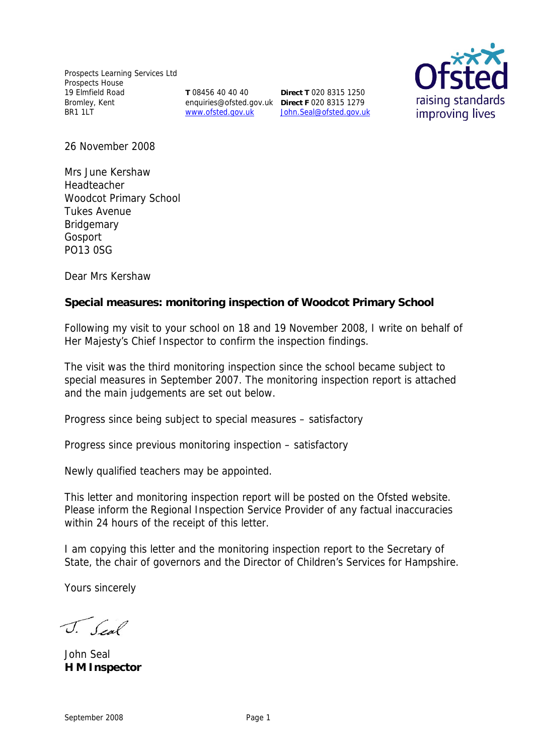Prospects Learning Services Ltd
Prospects House
19 Elmfield Road
Bromley, Kent
BR1 1LT

**T** 08456 40 40 40
enquiries@ofsted.gov.uk
www.ofsted.gov.uk

**Direct T** 020 8315 1250
**Direct F** 020 8315 1279
John.Seal@ofsted.gov.uk

Ofsted
raising standards
improving lives

26 November 2008

Mrs June Kershaw
Headteacher
Woodcot Primary School
Tukes Avenue
Bridgemary
Gosport
PO13 0SG

Dear Mrs Kershaw

**Special measures: monitoring inspection of Woodcot Primary School**

Following my visit to your school on 18 and 19 November 2008, I write on behalf of Her Majesty's Chief Inspector to confirm the inspection findings.

The visit was the third monitoring inspection since the school became subject to special measures in September 2007. The monitoring inspection report is attached and the main judgements are set out below.

Progress since being subject to special measures – satisfactory

Progress since previous monitoring inspection – satisfactory

Newly qualified teachers may be appointed.

This letter and monitoring inspection report will be posted on the Ofsted website. Please inform the Regional Inspection Service Provider of any factual inaccuracies within 24 hours of the receipt of this letter.

I am copying this letter and the monitoring inspection report to the Secretary of State, the chair of governors and the Director of Children's Services for Hampshire.

Yours sincerely

J. Seal

John Seal
**H M Inspector**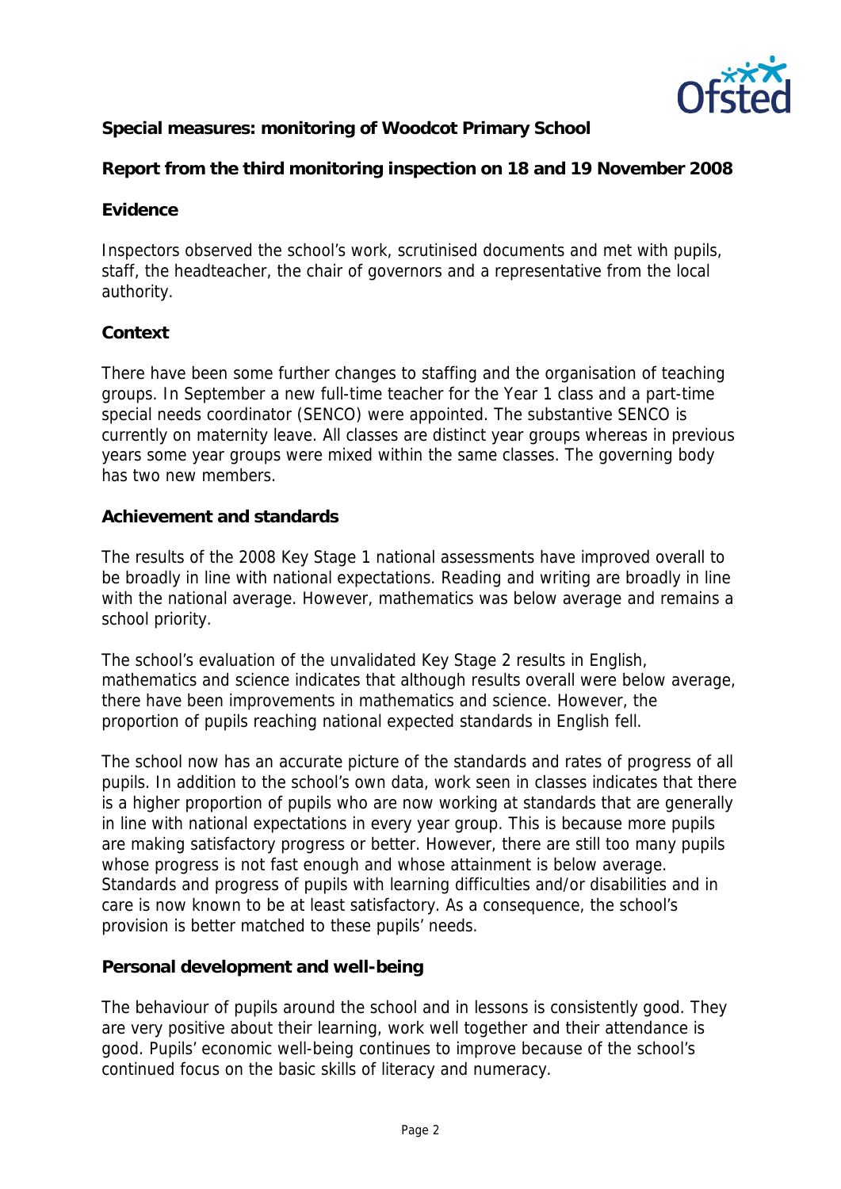**Special measures: monitoring of Woodcot Primary School**

**Report from the third monitoring inspection on 18 and 19 November 2008**

**Evidence**

Inspectors observed the school's work, scrutinised documents and met with pupils, staff, the headteacher, the chair of governors and a representative from the local authority.

**Context**

There have been some further changes to staffing and the organisation of teaching groups. In September a new full-time teacher for the Year 1 class and a part-time special needs coordinator (SENCO) were appointed. The substantive SENCO is currently on maternity leave. All classes are distinct year groups whereas in previous years some year groups were mixed within the same classes. The governing body has two new members.

**Achievement and standards**

The results of the 2008 Key Stage 1 national assessments have improved overall to be broadly in line with national expectations. Reading and writing are broadly in line with the national average. However, mathematics was below average and remains a school priority.

The school's evaluation of the unvalidated Key Stage 2 results in English, mathematics and science indicates that although results overall were below average, there have been improvements in mathematics and science. However, the proportion of pupils reaching national expected standards in English fell.

The school now has an accurate picture of the standards and rates of progress of all pupils. In addition to the school's own data, work seen in classes indicates that there is a higher proportion of pupils who are now working at standards that are generally in line with national expectations in every year group. This is because more pupils are making satisfactory progress or better. However, there are still too many pupils whose progress is not fast enough and whose attainment is below average. Standards and progress of pupils with learning difficulties and/or disabilities and in care is now known to be at least satisfactory. As a consequence, the school's provision is better matched to these pupils' needs.

**Personal development and well-being**

The behaviour of pupils around the school and in lessons is consistently good. They are very positive about their learning, work well together and their attendance is good. Pupils' economic well-being continues to improve because of the school's continued focus on the basic skills of literacy and numeracy.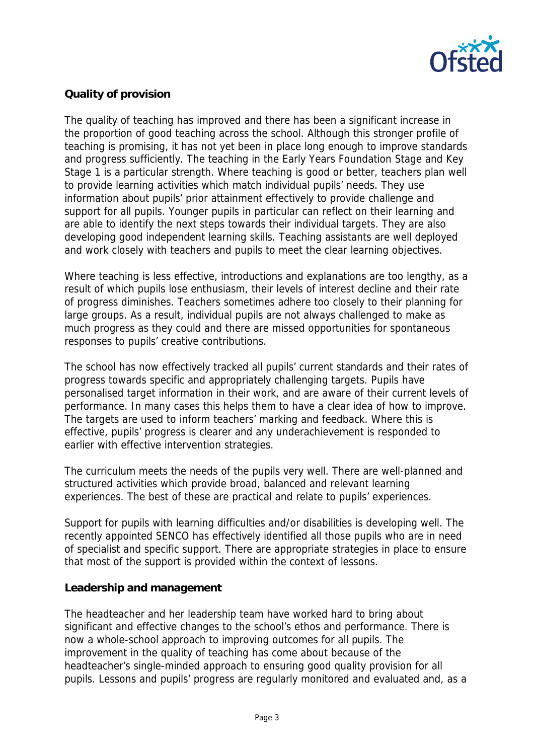**Quality of provision**

The quality of teaching has improved and there has been a significant increase in the proportion of good teaching across the school. Although this stronger profile of teaching is promising, it has not yet been in place long enough to improve standards and progress sufficiently. The teaching in the Early Years Foundation Stage and Key Stage 1 is a particular strength. Where teaching is good or better, teachers plan well to provide learning activities which match individual pupils' needs. They use information about pupils' prior attainment effectively to provide challenge and support for all pupils. Younger pupils in particular can reflect on their learning and are able to identify the next steps towards their individual targets. They are also developing good independent learning skills. Teaching assistants are well deployed and work closely with teachers and pupils to meet the clear learning objectives.

Where teaching is less effective, introductions and explanations are too lengthy, as a result of which pupils lose enthusiasm, their levels of interest decline and their rate of progress diminishes. Teachers sometimes adhere too closely to their planning for large groups. As a result, individual pupils are not always challenged to make as much progress as they could and there are missed opportunities for spontaneous responses to pupils' creative contributions.

The school has now effectively tracked all pupils' current standards and their rates of progress towards specific and appropriately challenging targets. Pupils have personalised target information in their work, and are aware of their current levels of performance. In many cases this helps them to have a clear idea of how to improve. The targets are used to inform teachers' marking and feedback. Where this is effective, pupils' progress is clearer and any underachievement is responded to earlier with effective intervention strategies.

The curriculum meets the needs of the pupils very well. There are well-planned and structured activities which provide broad, balanced and relevant learning experiences. The best of these are practical and relate to pupils' experiences.

Support for pupils with learning difficulties and/or disabilities is developing well. The recently appointed SENCO has effectively identified all those pupils who are in need of specialist and specific support. There are appropriate strategies in place to ensure that most of the support is provided within the context of lessons.

**Leadership and management**

The headteacher and her leadership team have worked hard to bring about significant and effective changes to the school's ethos and performance. There is now a whole-school approach to improving outcomes for all pupils. The improvement in the quality of teaching has come about because of the headteacher's single-minded approach to ensuring good quality provision for all pupils. Lessons and pupils' progress are regularly monitored and evaluated and, as a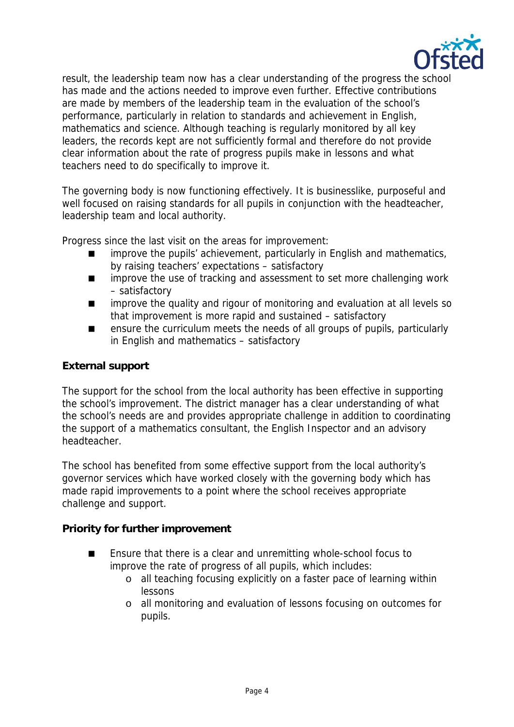result, the leadership team now has a clear understanding of the progress the school has made and the actions needed to improve even further. Effective contributions are made by members of the leadership team in the evaluation of the school's performance, particularly in relation to standards and achievement in English, mathematics and science. Although teaching is regularly monitored by all key leaders, the records kept are not sufficiently formal and therefore do not provide clear information about the rate of progress pupils make in lessons and what teachers need to do specifically to improve it.

The governing body is now functioning effectively. It is businesslike, purposeful and well focused on raising standards for all pupils in conjunction with the headteacher, leadership team and local authority.

Progress since the last visit on the areas for improvement:

- improve the pupils' achievement, particularly in English and mathematics, by raising teachers' expectations – satisfactory
- improve the use of tracking and assessment to set more challenging work – satisfactory
- improve the quality and rigour of monitoring and evaluation at all levels so that improvement is more rapid and sustained – satisfactory
- ensure the curriculum meets the needs of all groups of pupils, particularly in English and mathematics – satisfactory

**External support**

The support for the school from the local authority has been effective in supporting the school's improvement. The district manager has a clear understanding of what the school's needs are and provides appropriate challenge in addition to coordinating the support of a mathematics consultant, the English Inspector and an advisory headteacher.

The school has benefited from some effective support from the local authority's governor services which have worked closely with the governing body which has made rapid improvements to a point where the school receives appropriate challenge and support.

**Priority for further improvement**

- Ensure that there is a clear and unremitting whole-school focus to improve the rate of progress of all pupils, which includes:
  - all teaching focusing explicitly on a faster pace of learning within lessons
  - all monitoring and evaluation of lessons focusing on outcomes for pupils.